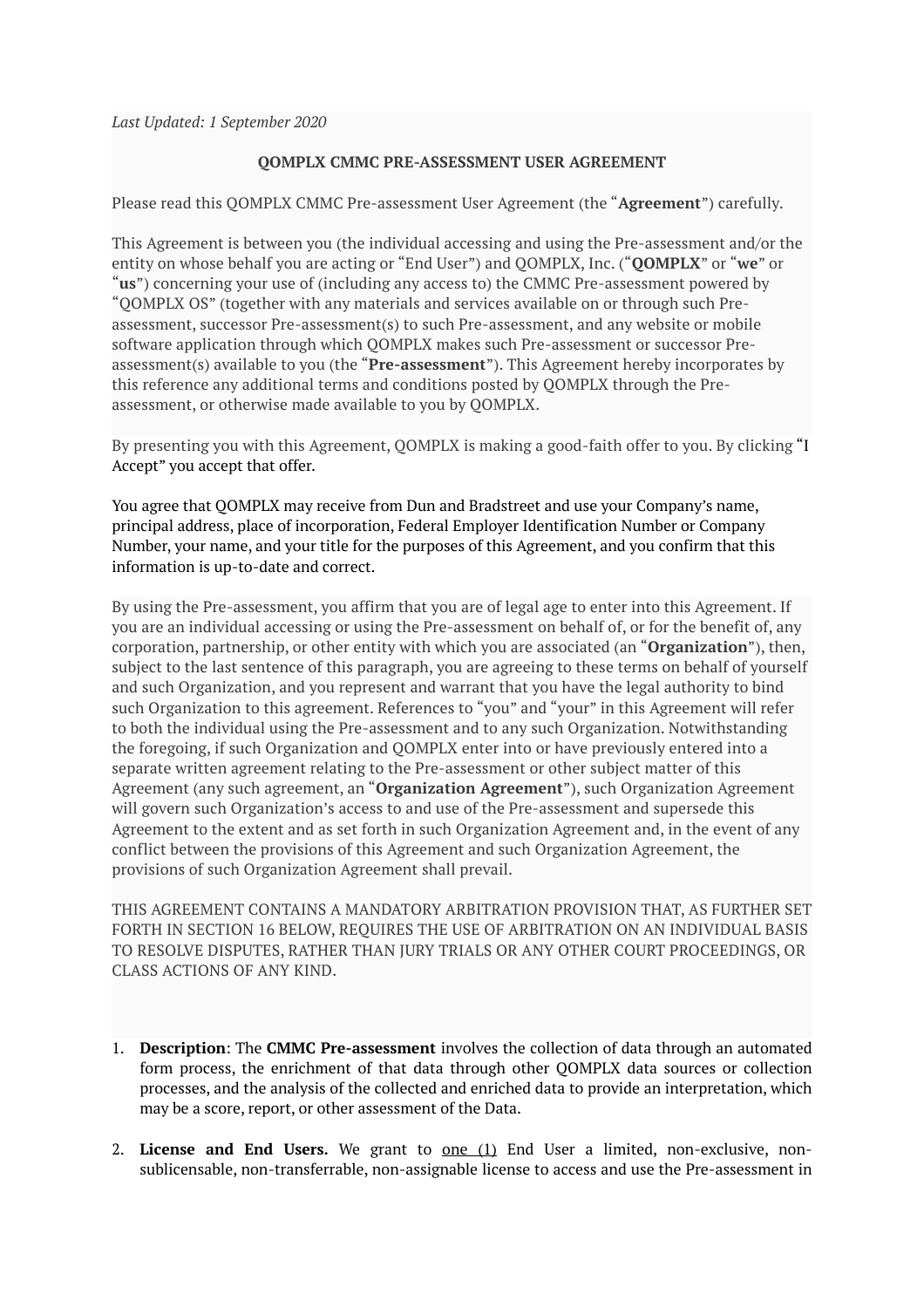*Last Updated: 1 September 2020*

**QOMPLX CMMC PRE-ASSESSMENT USER AGREEMENT**

Please read this QOMPLX CMMC Pre-assessment User Agreement (the "**Agreement**") carefully.

This Agreement is between you (the individual accessing and using the Pre-assessment and/or the entity on whose behalf you are acting or "End User") and QOMPLX, Inc. ("**QOMPLX**" or "**we**" or "**us**") concerning your use of (including any access to) the CMMC Pre-assessment powered by "QOMPLX OS" (together with any materials and services available on or through such Pre-assessment, successor Pre-assessment(s) to such Pre-assessment, and any website or mobile software application through which QOMPLX makes such Pre-assessment or successor Pre-assessment(s) available to you (the "**Pre-assessment**"). This Agreement hereby incorporates by this reference any additional terms and conditions posted by QOMPLX through the Pre-assessment, or otherwise made available to you by QOMPLX.

By presenting you with this Agreement, QOMPLX is making a good-faith offer to you. By clicking "I Accept" you accept that offer.

You agree that QOMPLX may receive from Dun and Bradstreet and use your Company's name, principal address, place of incorporation, Federal Employer Identification Number or Company Number, your name, and your title for the purposes of this Agreement, and you confirm that this information is up-to-date and correct.

By using the Pre-assessment, you affirm that you are of legal age to enter into this Agreement. If you are an individual accessing or using the Pre-assessment on behalf of, or for the benefit of, any corporation, partnership, or other entity with which you are associated (an "**Organization**"), then, subject to the last sentence of this paragraph, you are agreeing to these terms on behalf of yourself and such Organization, and you represent and warrant that you have the legal authority to bind such Organization to this agreement. References to "you" and "your" in this Agreement will refer to both the individual using the Pre-assessment and to any such Organization. Notwithstanding the foregoing, if such Organization and QOMPLX enter into or have previously entered into a separate written agreement relating to the Pre-assessment or other subject matter of this Agreement (any such agreement, an "**Organization Agreement**"), such Organization Agreement will govern such Organization's access to and use of the Pre-assessment and supersede this Agreement to the extent and as set forth in such Organization Agreement and, in the event of any conflict between the provisions of this Agreement and such Organization Agreement, the provisions of such Organization Agreement shall prevail.

THIS AGREEMENT CONTAINS A MANDATORY ARBITRATION PROVISION THAT, AS FURTHER SET FORTH IN SECTION 16 BELOW, REQUIRES THE USE OF ARBITRATION ON AN INDIVIDUAL BASIS TO RESOLVE DISPUTES, RATHER THAN JURY TRIALS OR ANY OTHER COURT PROCEEDINGS, OR CLASS ACTIONS OF ANY KIND.

1. **Description**: The **CMMC Pre-assessment** involves the collection of data through an automated form process, the enrichment of that data through other QOMPLX data sources or collection processes, and the analysis of the collected and enriched data to provide an interpretation, which may be a score, report, or other assessment of the Data.

2. **License and End Users.** We grant to one (1) End User a limited, non-exclusive, non-sublicensable, non-transferrable, non-assignable license to access and use the Pre-assessment in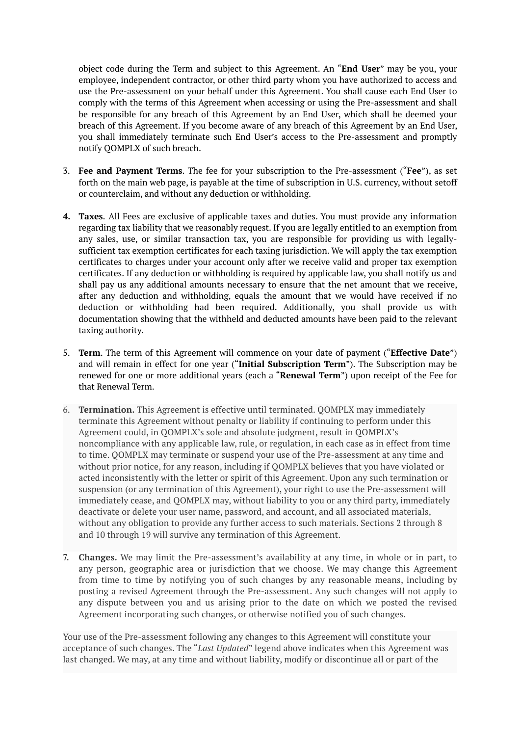object code during the Term and subject to this Agreement. An "**End User**" may be you, your employee, independent contractor, or other third party whom you have authorized to access and use the Pre-assessment on your behalf under this Agreement. You shall cause each End User to comply with the terms of this Agreement when accessing or using the Pre-assessment and shall be responsible for any breach of this Agreement by an End User, which shall be deemed your breach of this Agreement. If you become aware of any breach of this Agreement by an End User, you shall immediately terminate such End User's access to the Pre-assessment and promptly notify QOMPLX of such breach.

3. **Fee and Payment Terms**. The fee for your subscription to the Pre-assessment ("**Fee**"), as set forth on the main web page, is payable at the time of subscription in U.S. currency, without setoff or counterclaim, and without any deduction or withholding.

4. **Taxes**. All Fees are exclusive of applicable taxes and duties. You must provide any information regarding tax liability that we reasonably request. If you are legally entitled to an exemption from any sales, use, or similar transaction tax, you are responsible for providing us with legally-sufficient tax exemption certificates for each taxing jurisdiction. We will apply the tax exemption certificates to charges under your account only after we receive valid and proper tax exemption certificates. If any deduction or withholding is required by applicable law, you shall notify us and shall pay us any additional amounts necessary to ensure that the net amount that we receive, after any deduction and withholding, equals the amount that we would have received if no deduction or withholding had been required. Additionally, you shall provide us with documentation showing that the withheld and deducted amounts have been paid to the relevant taxing authority.

5. **Term**. The term of this Agreement will commence on your date of payment ("**Effective Date**") and will remain in effect for one year ("**Initial Subscription Term**"). The Subscription may be renewed for one or more additional years (each a "**Renewal Term**") upon receipt of the Fee for that Renewal Term.

6. **Termination.** This Agreement is effective until terminated. QOMPLX may immediately terminate this Agreement without penalty or liability if continuing to perform under this Agreement could, in QOMPLX's sole and absolute judgment, result in QOMPLX's noncompliance with any applicable law, rule, or regulation, in each case as in effect from time to time. QOMPLX may terminate or suspend your use of the Pre-assessment at any time and without prior notice, for any reason, including if QOMPLX believes that you have violated or acted inconsistently with the letter or spirit of this Agreement. Upon any such termination or suspension (or any termination of this Agreement), your right to use the Pre-assessment will immediately cease, and QOMPLX may, without liability to you or any third party, immediately deactivate or delete your user name, password, and account, and all associated materials, without any obligation to provide any further access to such materials. Sections 2 through 8 and 10 through 19 will survive any termination of this Agreement.

7. **Changes.** We may limit the Pre-assessment's availability at any time, in whole or in part, to any person, geographic area or jurisdiction that we choose. We may change this Agreement from time to time by notifying you of such changes by any reasonable means, including by posting a revised Agreement through the Pre-assessment. Any such changes will not apply to any dispute between you and us arising prior to the date on which we posted the revised Agreement incorporating such changes, or otherwise notified you of such changes.

Your use of the Pre-assessment following any changes to this Agreement will constitute your acceptance of such changes. The "*Last Updated*" legend above indicates when this Agreement was last changed. We may, at any time and without liability, modify or discontinue all or part of the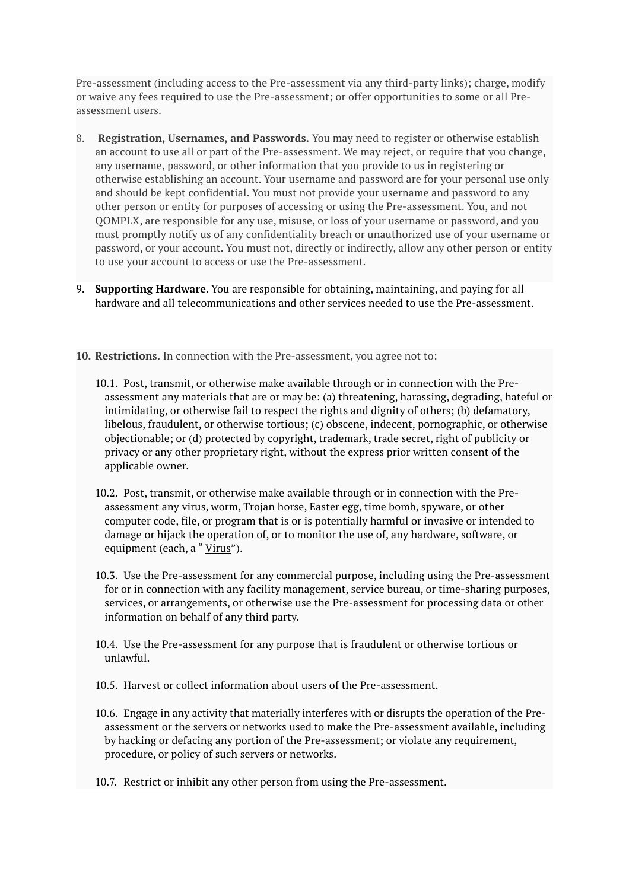Pre-assessment (including access to the Pre-assessment via any third-party links); charge, modify or waive any fees required to use the Pre-assessment; or offer opportunities to some or all Pre-assessment users.

8. **Registration, Usernames, and Passwords.** You may need to register or otherwise establish an account to use all or part of the Pre-assessment. We may reject, or require that you change, any username, password, or other information that you provide to us in registering or otherwise establishing an account. Your username and password are for your personal use only and should be kept confidential. You must not provide your username and password to any other person or entity for purposes of accessing or using the Pre-assessment. You, and not QOMPLX, are responsible for any use, misuse, or loss of your username or password, and you must promptly notify us of any confidentiality breach or unauthorized use of your username or password, or your account. You must not, directly or indirectly, allow any other person or entity to use your account to access or use the Pre-assessment.

9. **Supporting Hardware**. You are responsible for obtaining, maintaining, and paying for all hardware and all telecommunications and other services needed to use the Pre-assessment.

10. **Restrictions.** In connection with the Pre-assessment, you agree not to:

    10.1. Post, transmit, or otherwise make available through or in connection with the Pre-assessment any materials that are or may be: (a) threatening, harassing, degrading, hateful or intimidating, or otherwise fail to respect the rights and dignity of others; (b) defamatory, libelous, fraudulent, or otherwise tortious; (c) obscene, indecent, pornographic, or otherwise objectionable; or (d) protected by copyright, trademark, trade secret, right of publicity or privacy or any other proprietary right, without the express prior written consent of the applicable owner.

    10.2. Post, transmit, or otherwise make available through or in connection with the Pre-assessment any virus, worm, Trojan horse, Easter egg, time bomb, spyware, or other computer code, file, or program that is or is potentially harmful or invasive or intended to damage or hijack the operation of, or to monitor the use of, any hardware, software, or equipment (each, a "Virus").

    10.3. Use the Pre-assessment for any commercial purpose, including using the Pre-assessment for or in connection with any facility management, service bureau, or time-sharing purposes, services, or arrangements, or otherwise use the Pre-assessment for processing data or other information on behalf of any third party.

    10.4. Use the Pre-assessment for any purpose that is fraudulent or otherwise tortious or unlawful.

    10.5. Harvest or collect information about users of the Pre-assessment.

    10.6. Engage in any activity that materially interferes with or disrupts the operation of the Pre-assessment or the servers or networks used to make the Pre-assessment available, including by hacking or defacing any portion of the Pre-assessment; or violate any requirement, procedure, or policy of such servers or networks.

    10.7. Restrict or inhibit any other person from using the Pre-assessment.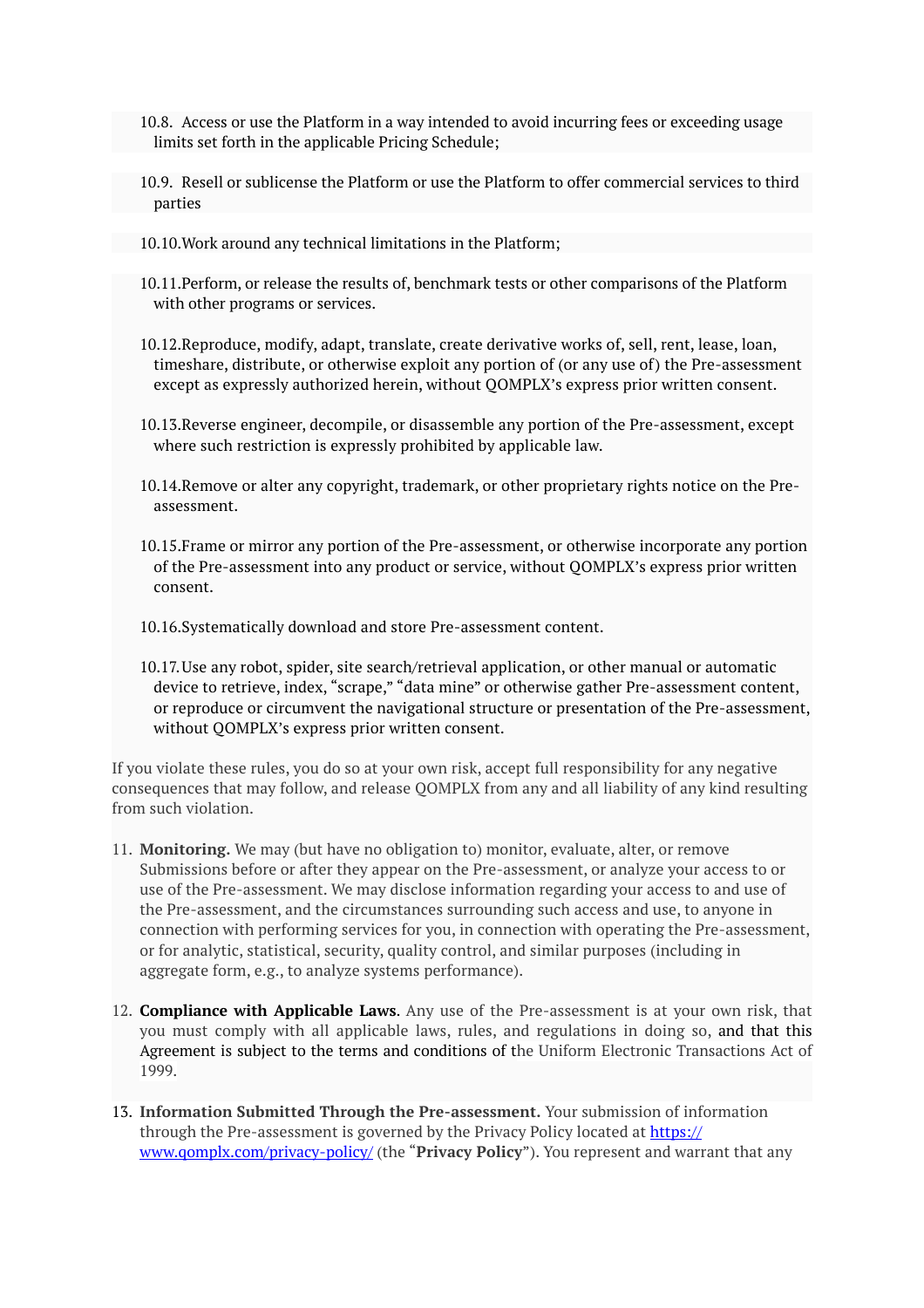10.8. Access or use the Platform in a way intended to avoid incurring fees or exceeding usage limits set forth in the applicable Pricing Schedule;

10.9. Resell or sublicense the Platform or use the Platform to offer commercial services to third parties

10.10. Work around any technical limitations in the Platform;

10.11. Perform, or release the results of, benchmark tests or other comparisons of the Platform with other programs or services.

10.12. Reproduce, modify, adapt, translate, create derivative works of, sell, rent, lease, loan, timeshare, distribute, or otherwise exploit any portion of (or any use of) the Pre-assessment except as expressly authorized herein, without QOMPLX's express prior written consent.

10.13. Reverse engineer, decompile, or disassemble any portion of the Pre-assessment, except where such restriction is expressly prohibited by applicable law.

10.14. Remove or alter any copyright, trademark, or other proprietary rights notice on the Pre-assessment.

10.15. Frame or mirror any portion of the Pre-assessment, or otherwise incorporate any portion of the Pre-assessment into any product or service, without QOMPLX's express prior written consent.

10.16. Systematically download and store Pre-assessment content.

10.17. Use any robot, spider, site search/retrieval application, or other manual or automatic device to retrieve, index, "scrape," "data mine" or otherwise gather Pre-assessment content, or reproduce or circumvent the navigational structure or presentation of the Pre-assessment, without QOMPLX's express prior written consent.

If you violate these rules, you do so at your own risk, accept full responsibility for any negative consequences that may follow, and release QOMPLX from any and all liability of any kind resulting from such violation.

11. **Monitoring.** We may (but have no obligation to) monitor, evaluate, alter, or remove Submissions before or after they appear on the Pre-assessment, or analyze your access to or use of the Pre-assessment. We may disclose information regarding your access to and use of the Pre-assessment, and the circumstances surrounding such access and use, to anyone in connection with performing services for you, in connection with operating the Pre-assessment, or for analytic, statistical, security, quality control, and similar purposes (including in aggregate form, e.g., to analyze systems performance).

12. **Compliance with Applicable Laws**. Any use of the Pre-assessment is at your own risk, that you must comply with all applicable laws, rules, and regulations in doing so, and that this Agreement is subject to the terms and conditions of the Uniform Electronic Transactions Act of 1999.

13. **Information Submitted Through the Pre-assessment.** Your submission of information through the Pre-assessment is governed by the Privacy Policy located at [https://www.qomplx.com/privacy-policy/](https://www.qomplx.com/privacy-policy/) (the "**Privacy Policy**"). You represent and warrant that any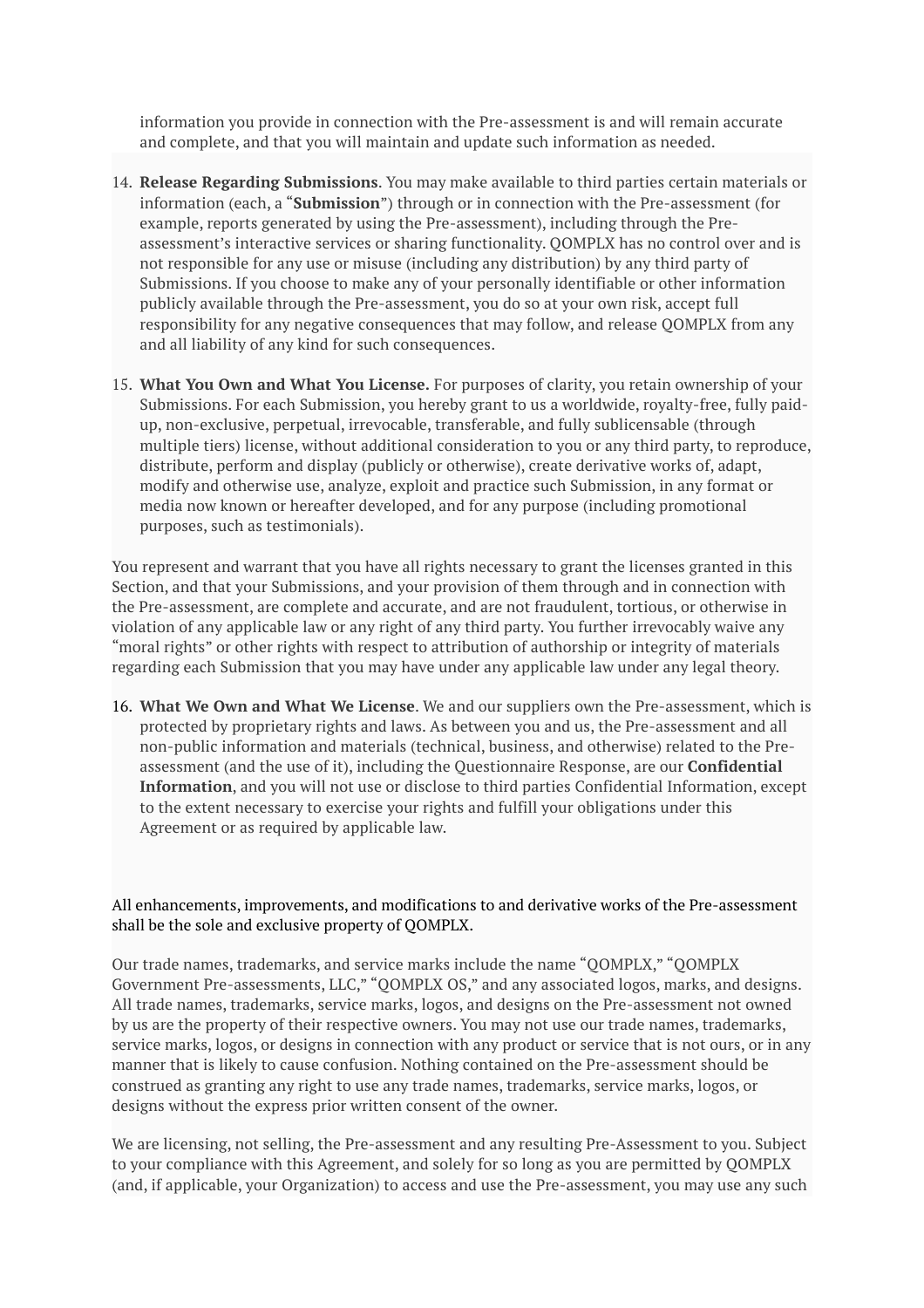information you provide in connection with the Pre-assessment is and will remain accurate and complete, and that you will maintain and update such information as needed.

14. **Release Regarding Submissions**. You may make available to third parties certain materials or information (each, a "**Submission**") through or in connection with the Pre-assessment (for example, reports generated by using the Pre-assessment), including through the Pre-assessment's interactive services or sharing functionality. QOMPLX has no control over and is not responsible for any use or misuse (including any distribution) by any third party of Submissions. If you choose to make any of your personally identifiable or other information publicly available through the Pre-assessment, you do so at your own risk, accept full responsibility for any negative consequences that may follow, and release QOMPLX from any and all liability of any kind for such consequences.

15. **What You Own and What You License.** For purposes of clarity, you retain ownership of your Submissions. For each Submission, you hereby grant to us a worldwide, royalty-free, fully paid-up, non-exclusive, perpetual, irrevocable, transferable, and fully sublicensable (through multiple tiers) license, without additional consideration to you or any third party, to reproduce, distribute, perform and display (publicly or otherwise), create derivative works of, adapt, modify and otherwise use, analyze, exploit and practice such Submission, in any format or media now known or hereafter developed, and for any purpose (including promotional purposes, such as testimonials).

You represent and warrant that you have all rights necessary to grant the licenses granted in this Section, and that your Submissions, and your provision of them through and in connection with the Pre-assessment, are complete and accurate, and are not fraudulent, tortious, or otherwise in violation of any applicable law or any right of any third party. You further irrevocably waive any "moral rights" or other rights with respect to attribution of authorship or integrity of materials regarding each Submission that you may have under any applicable law under any legal theory.

16. **What We Own and What We License**. We and our suppliers own the Pre-assessment, which is protected by proprietary rights and laws. As between you and us, the Pre-assessment and all non-public information and materials (technical, business, and otherwise) related to the Pre-assessment (and the use of it), including the Questionnaire Response, are our **Confidential Information**, and you will not use or disclose to third parties Confidential Information, except to the extent necessary to exercise your rights and fulfill your obligations under this Agreement or as required by applicable law.

All enhancements, improvements, and modifications to and derivative works of the Pre-assessment shall be the sole and exclusive property of QOMPLX.

Our trade names, trademarks, and service marks include the name "QOMPLX," "QOMPLX Government Pre-assessments, LLC," "QOMPLX OS," and any associated logos, marks, and designs. All trade names, trademarks, service marks, logos, and designs on the Pre-assessment not owned by us are the property of their respective owners. You may not use our trade names, trademarks, service marks, logos, or designs in connection with any product or service that is not ours, or in any manner that is likely to cause confusion. Nothing contained on the Pre-assessment should be construed as granting any right to use any trade names, trademarks, service marks, logos, or designs without the express prior written consent of the owner.

We are licensing, not selling, the Pre-assessment and any resulting Pre-Assessment to you. Subject to your compliance with this Agreement, and solely for so long as you are permitted by QOMPLX (and, if applicable, your Organization) to access and use the Pre-assessment, you may use any such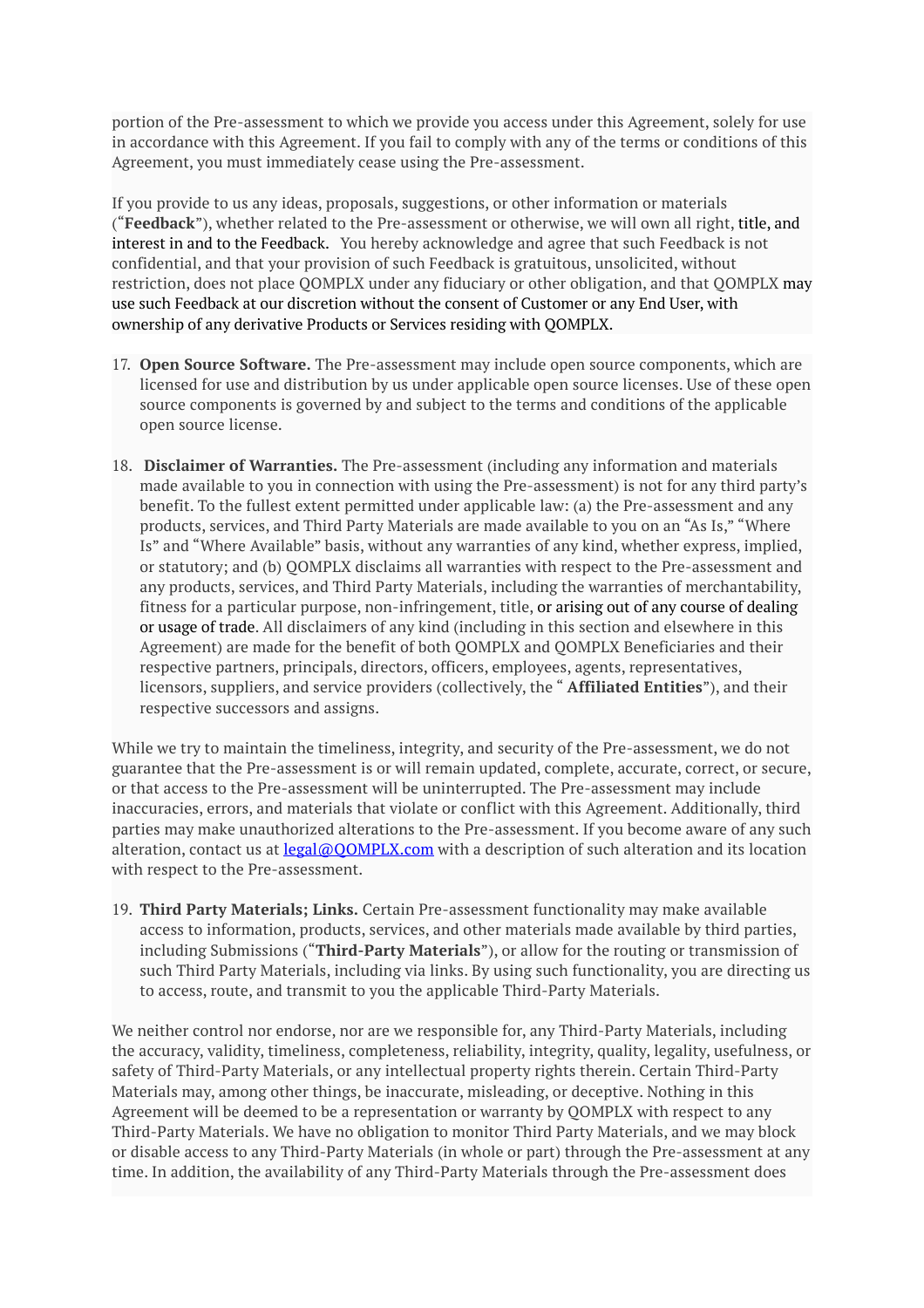portion of the Pre-assessment to which we provide you access under this Agreement, solely for use in accordance with this Agreement. If you fail to comply with any of the terms or conditions of this Agreement, you must immediately cease using the Pre-assessment.

If you provide to us any ideas, proposals, suggestions, or other information or materials ("**Feedback**"), whether related to the Pre-assessment or otherwise, we will own all right, title, and interest in and to the Feedback. You hereby acknowledge and agree that such Feedback is not confidential, and that your provision of such Feedback is gratuitous, unsolicited, without restriction, does not place QOMPLX under any fiduciary or other obligation, and that QOMPLX may use such Feedback at our discretion without the consent of Customer or any End User, with ownership of any derivative Products or Services residing with QOMPLX.

17. **Open Source Software.** The Pre-assessment may include open source components, which are licensed for use and distribution by us under applicable open source licenses. Use of these open source components is governed by and subject to the terms and conditions of the applicable open source license.

18. **Disclaimer of Warranties.** The Pre-assessment (including any information and materials made available to you in connection with using the Pre-assessment) is not for any third party's benefit. To the fullest extent permitted under applicable law: (a) the Pre-assessment and any products, services, and Third Party Materials are made available to you on an "As Is," "Where Is" and "Where Available" basis, without any warranties of any kind, whether express, implied, or statutory; and (b) QOMPLX disclaims all warranties with respect to the Pre-assessment and any products, services, and Third Party Materials, including the warranties of merchantability, fitness for a particular purpose, non-infringement, title, or arising out of any course of dealing or usage of trade. All disclaimers of any kind (including in this section and elsewhere in this Agreement) are made for the benefit of both QOMPLX and QOMPLX Beneficiaries and their respective partners, principals, directors, officers, employees, agents, representatives, licensors, suppliers, and service providers (collectively, the " **Affiliated Entities**"), and their respective successors and assigns.

While we try to maintain the timeliness, integrity, and security of the Pre-assessment, we do not guarantee that the Pre-assessment is or will remain updated, complete, accurate, correct, or secure, or that access to the Pre-assessment will be uninterrupted. The Pre-assessment may include inaccuracies, errors, and materials that violate or conflict with this Agreement. Additionally, third parties may make unauthorized alterations to the Pre-assessment. If you become aware of any such alteration, contact us at legal@QOMPLX.com with a description of such alteration and its location with respect to the Pre-assessment.

19. **Third Party Materials; Links.** Certain Pre-assessment functionality may make available access to information, products, services, and other materials made available by third parties, including Submissions ("**Third-Party Materials**"), or allow for the routing or transmission of such Third Party Materials, including via links. By using such functionality, you are directing us to access, route, and transmit to you the applicable Third-Party Materials.

We neither control nor endorse, nor are we responsible for, any Third-Party Materials, including the accuracy, validity, timeliness, completeness, reliability, integrity, quality, legality, usefulness, or safety of Third-Party Materials, or any intellectual property rights therein. Certain Third-Party Materials may, among other things, be inaccurate, misleading, or deceptive. Nothing in this Agreement will be deemed to be a representation or warranty by QOMPLX with respect to any Third-Party Materials. We have no obligation to monitor Third Party Materials, and we may block or disable access to any Third-Party Materials (in whole or part) through the Pre-assessment at any time. In addition, the availability of any Third-Party Materials through the Pre-assessment does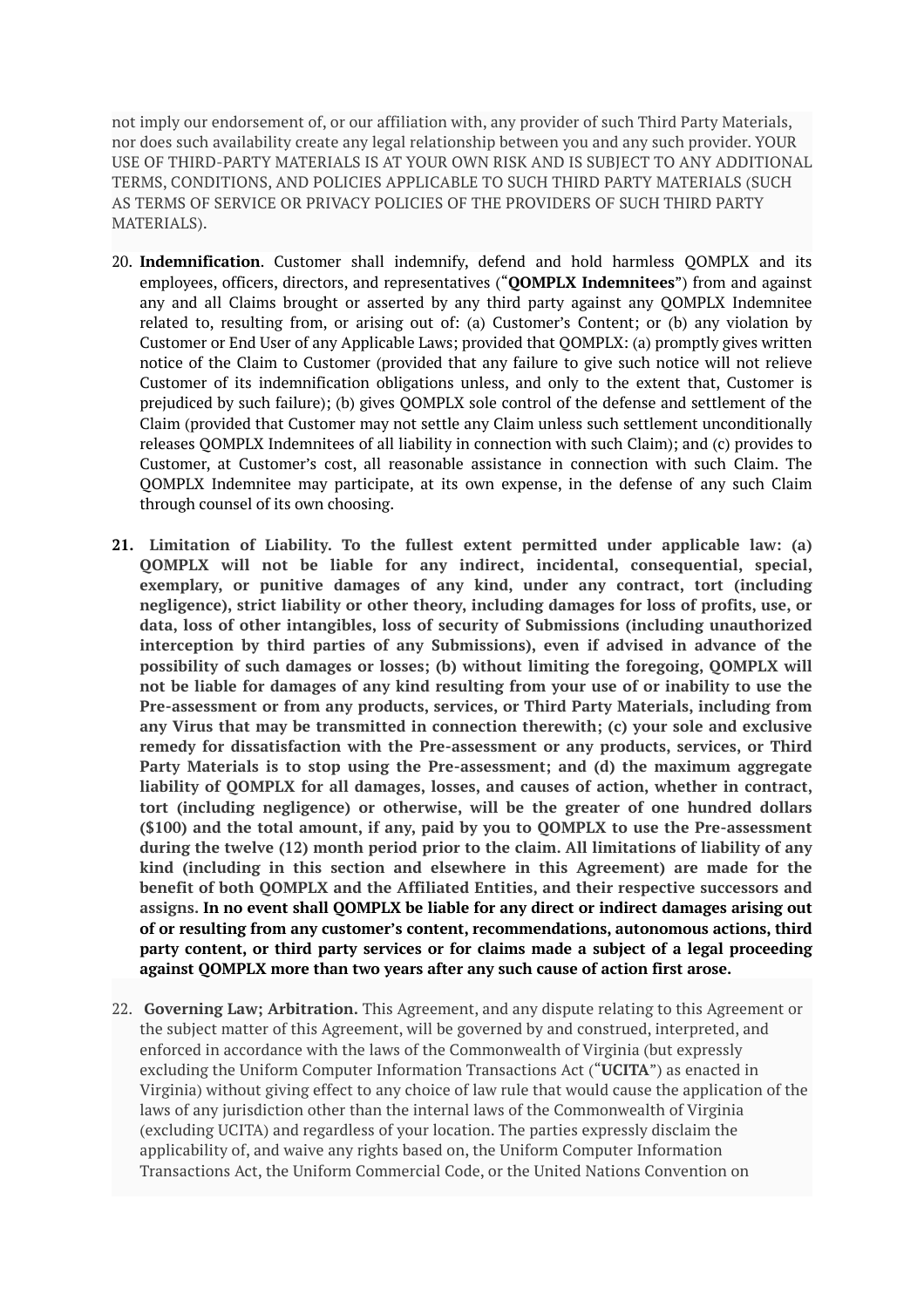not imply our endorsement of, or our affiliation with, any provider of such Third Party Materials, nor does such availability create any legal relationship between you and any such provider. YOUR USE OF THIRD-PARTY MATERIALS IS AT YOUR OWN RISK AND IS SUBJECT TO ANY ADDITIONAL TERMS, CONDITIONS, AND POLICIES APPLICABLE TO SUCH THIRD PARTY MATERIALS (SUCH AS TERMS OF SERVICE OR PRIVACY POLICIES OF THE PROVIDERS OF SUCH THIRD PARTY MATERIALS).

20. **Indemnification**. Customer shall indemnify, defend and hold harmless QOMPLX and its employees, officers, directors, and representatives ("**QOMPLX Indemnitees**") from and against any and all Claims brought or asserted by any third party against any QOMPLX Indemnitee related to, resulting from, or arising out of: (a) Customer's Content; or (b) any violation by Customer or End User of any Applicable Laws; provided that QOMPLX: (a) promptly gives written notice of the Claim to Customer (provided that any failure to give such notice will not relieve Customer of its indemnification obligations unless, and only to the extent that, Customer is prejudiced by such failure); (b) gives QOMPLX sole control of the defense and settlement of the Claim (provided that Customer may not settle any Claim unless such settlement unconditionally releases QOMPLX Indemnitees of all liability in connection with such Claim); and (c) provides to Customer, at Customer's cost, all reasonable assistance in connection with such Claim. The QOMPLX Indemnitee may participate, at its own expense, in the defense of any such Claim through counsel of its own choosing.

21. **Limitation of Liability. To the fullest extent permitted under applicable law: (a) QOMPLX will not be liable for any indirect, incidental, consequential, special, exemplary, or punitive damages of any kind, under any contract, tort (including negligence), strict liability or other theory, including damages for loss of profits, use, or data, loss of other intangibles, loss of security of Submissions (including unauthorized interception by third parties of any Submissions), even if advised in advance of the possibility of such damages or losses; (b) without limiting the foregoing, QOMPLX will not be liable for damages of any kind resulting from your use of or inability to use the Pre-assessment or from any products, services, or Third Party Materials, including from any Virus that may be transmitted in connection therewith; (c) your sole and exclusive remedy for dissatisfaction with the Pre-assessment or any products, services, or Third Party Materials is to stop using the Pre-assessment; and (d) the maximum aggregate liability of QOMPLX for all damages, losses, and causes of action, whether in contract, tort (including negligence) or otherwise, will be the greater of one hundred dollars ($100) and the total amount, if any, paid by you to QOMPLX to use the Pre-assessment during the twelve (12) month period prior to the claim. All limitations of liability of any kind (including in this section and elsewhere in this Agreement) are made for the benefit of both QOMPLX and the Affiliated Entities, and their respective successors and assigns. In no event shall QOMPLX be liable for any direct or indirect damages arising out of or resulting from any customer's content, recommendations, autonomous actions, third party content, or third party services or for claims made a subject of a legal proceeding against QOMPLX more than two years after any such cause of action first arose.**

22. **Governing Law; Arbitration.** This Agreement, and any dispute relating to this Agreement or the subject matter of this Agreement, will be governed by and construed, interpreted, and enforced in accordance with the laws of the Commonwealth of Virginia (but expressly excluding the Uniform Computer Information Transactions Act ("**UCITA**") as enacted in Virginia) without giving effect to any choice of law rule that would cause the application of the laws of any jurisdiction other than the internal laws of the Commonwealth of Virginia (excluding UCITA) and regardless of your location. The parties expressly disclaim the applicability of, and waive any rights based on, the Uniform Computer Information Transactions Act, the Uniform Commercial Code, or the United Nations Convention on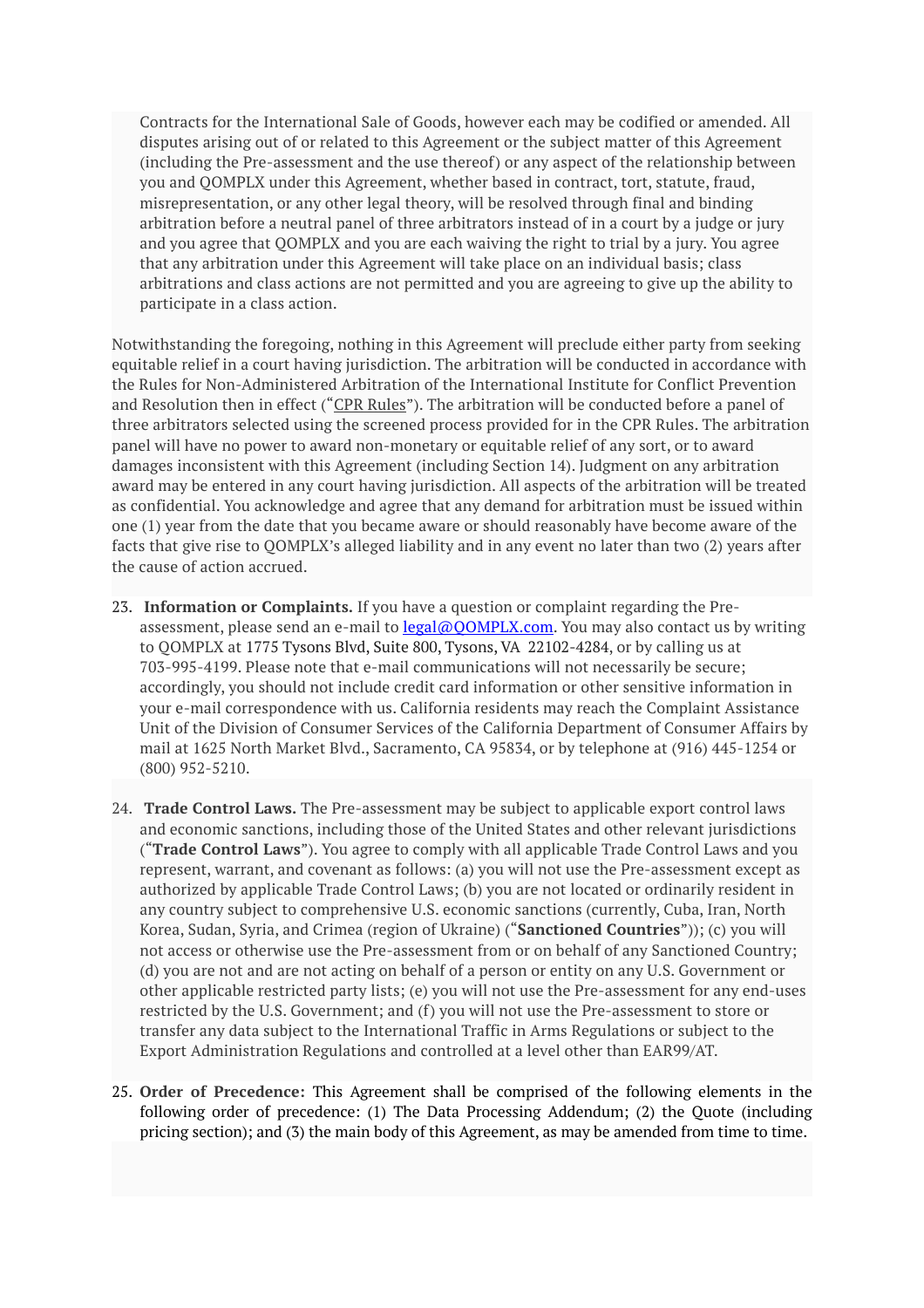Contracts for the International Sale of Goods, however each may be codified or amended. All disputes arising out of or related to this Agreement or the subject matter of this Agreement (including the Pre-assessment and the use thereof) or any aspect of the relationship between you and QOMPLX under this Agreement, whether based in contract, tort, statute, fraud, misrepresentation, or any other legal theory, will be resolved through final and binding arbitration before a neutral panel of three arbitrators instead of in a court by a judge or jury and you agree that QOMPLX and you are each waiving the right to trial by a jury. You agree that any arbitration under this Agreement will take place on an individual basis; class arbitrations and class actions are not permitted and you are agreeing to give up the ability to participate in a class action.

Notwithstanding the foregoing, nothing in this Agreement will preclude either party from seeking equitable relief in a court having jurisdiction. The arbitration will be conducted in accordance with the Rules for Non-Administered Arbitration of the International Institute for Conflict Prevention and Resolution then in effect ("CPR Rules"). The arbitration will be conducted before a panel of three arbitrators selected using the screened process provided for in the CPR Rules. The arbitration panel will have no power to award non-monetary or equitable relief of any sort, or to award damages inconsistent with this Agreement (including Section 14). Judgment on any arbitration award may be entered in any court having jurisdiction. All aspects of the arbitration will be treated as confidential. You acknowledge and agree that any demand for arbitration must be issued within one (1) year from the date that you became aware or should reasonably have become aware of the facts that give rise to QOMPLX's alleged liability and in any event no later than two (2) years after the cause of action accrued.

23. **Information or Complaints.** If you have a question or complaint regarding the Pre-assessment, please send an e-mail to legal@QOMPLX.com. You may also contact us by writing to QOMPLX at 1775 Tysons Blvd, Suite 800, Tysons, VA 22102-4284, or by calling us at 703-995-4199. Please note that e-mail communications will not necessarily be secure; accordingly, you should not include credit card information or other sensitive information in your e-mail correspondence with us. California residents may reach the Complaint Assistance Unit of the Division of Consumer Services of the California Department of Consumer Affairs by mail at 1625 North Market Blvd., Sacramento, CA 95834, or by telephone at (916) 445-1254 or (800) 952-5210.

24. **Trade Control Laws.** The Pre-assessment may be subject to applicable export control laws and economic sanctions, including those of the United States and other relevant jurisdictions ("**Trade Control Laws**"). You agree to comply with all applicable Trade Control Laws and you represent, warrant, and covenant as follows: (a) you will not use the Pre-assessment except as authorized by applicable Trade Control Laws; (b) you are not located or ordinarily resident in any country subject to comprehensive U.S. economic sanctions (currently, Cuba, Iran, North Korea, Sudan, Syria, and Crimea (region of Ukraine) ("**Sanctioned Countries**")); (c) you will not access or otherwise use the Pre-assessment from or on behalf of any Sanctioned Country; (d) you are not and are not acting on behalf of a person or entity on any U.S. Government or other applicable restricted party lists; (e) you will not use the Pre-assessment for any end-uses restricted by the U.S. Government; and (f) you will not use the Pre-assessment to store or transfer any data subject to the International Traffic in Arms Regulations or subject to the Export Administration Regulations and controlled at a level other than EAR99/AT.

25. **Order of Precedence:** This Agreement shall be comprised of the following elements in the following order of precedence: (1) The Data Processing Addendum; (2) the Quote (including pricing section); and (3) the main body of this Agreement, as may be amended from time to time.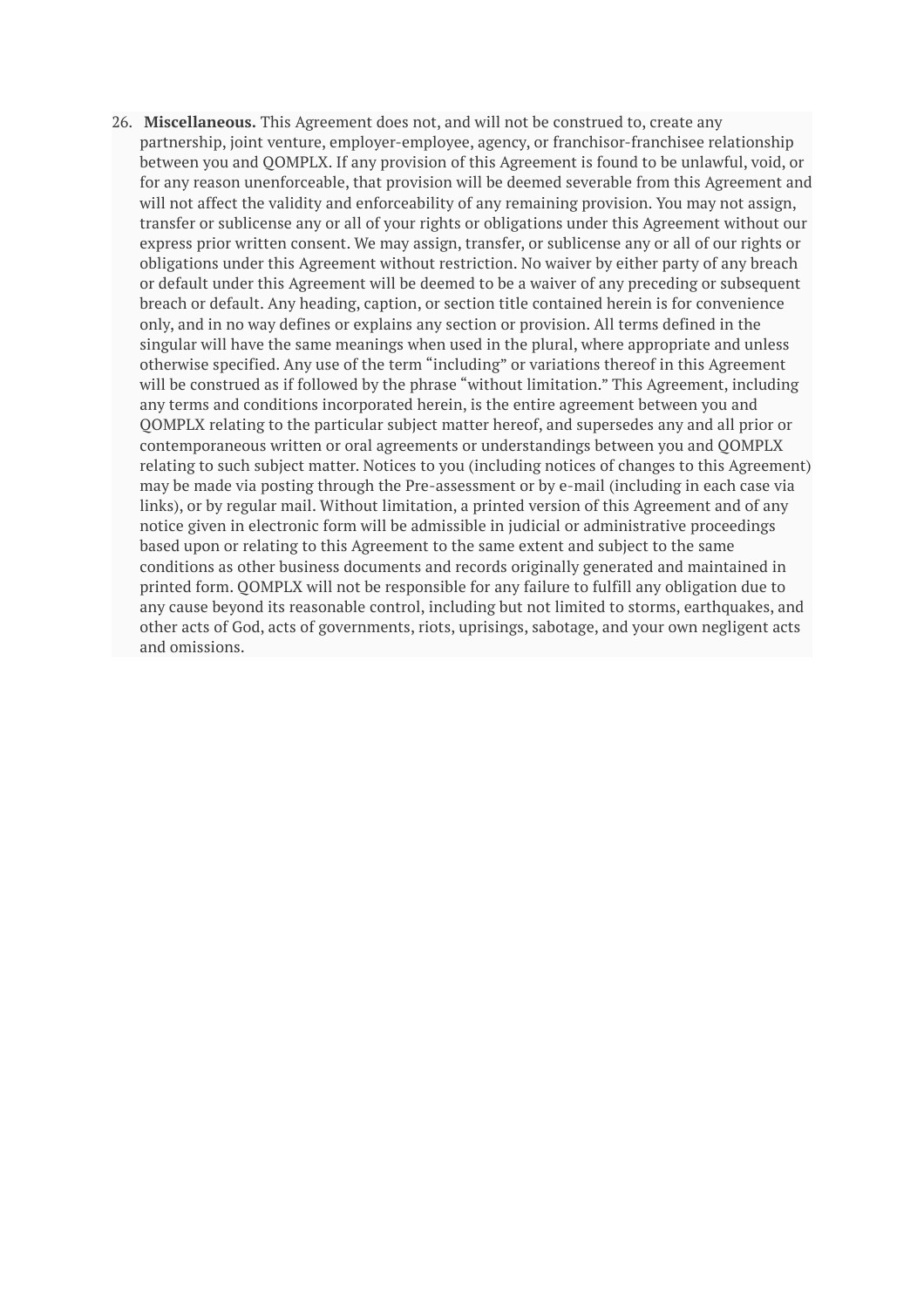26. **Miscellaneous.** This Agreement does not, and will not be construed to, create any partnership, joint venture, employer-employee, agency, or franchisor-franchisee relationship between you and QOMPLX. If any provision of this Agreement is found to be unlawful, void, or for any reason unenforceable, that provision will be deemed severable from this Agreement and will not affect the validity and enforceability of any remaining provision. You may not assign, transfer or sublicense any or all of your rights or obligations under this Agreement without our express prior written consent. We may assign, transfer, or sublicense any or all of our rights or obligations under this Agreement without restriction. No waiver by either party of any breach or default under this Agreement will be deemed to be a waiver of any preceding or subsequent breach or default. Any heading, caption, or section title contained herein is for convenience only, and in no way defines or explains any section or provision. All terms defined in the singular will have the same meanings when used in the plural, where appropriate and unless otherwise specified. Any use of the term "including" or variations thereof in this Agreement will be construed as if followed by the phrase "without limitation." This Agreement, including any terms and conditions incorporated herein, is the entire agreement between you and QOMPLX relating to the particular subject matter hereof, and supersedes any and all prior or contemporaneous written or oral agreements or understandings between you and QOMPLX relating to such subject matter. Notices to you (including notices of changes to this Agreement) may be made via posting through the Pre-assessment or by e-mail (including in each case via links), or by regular mail. Without limitation, a printed version of this Agreement and of any notice given in electronic form will be admissible in judicial or administrative proceedings based upon or relating to this Agreement to the same extent and subject to the same conditions as other business documents and records originally generated and maintained in printed form. QOMPLX will not be responsible for any failure to fulfill any obligation due to any cause beyond its reasonable control, including but not limited to storms, earthquakes, and other acts of God, acts of governments, riots, uprisings, sabotage, and your own negligent acts and omissions.